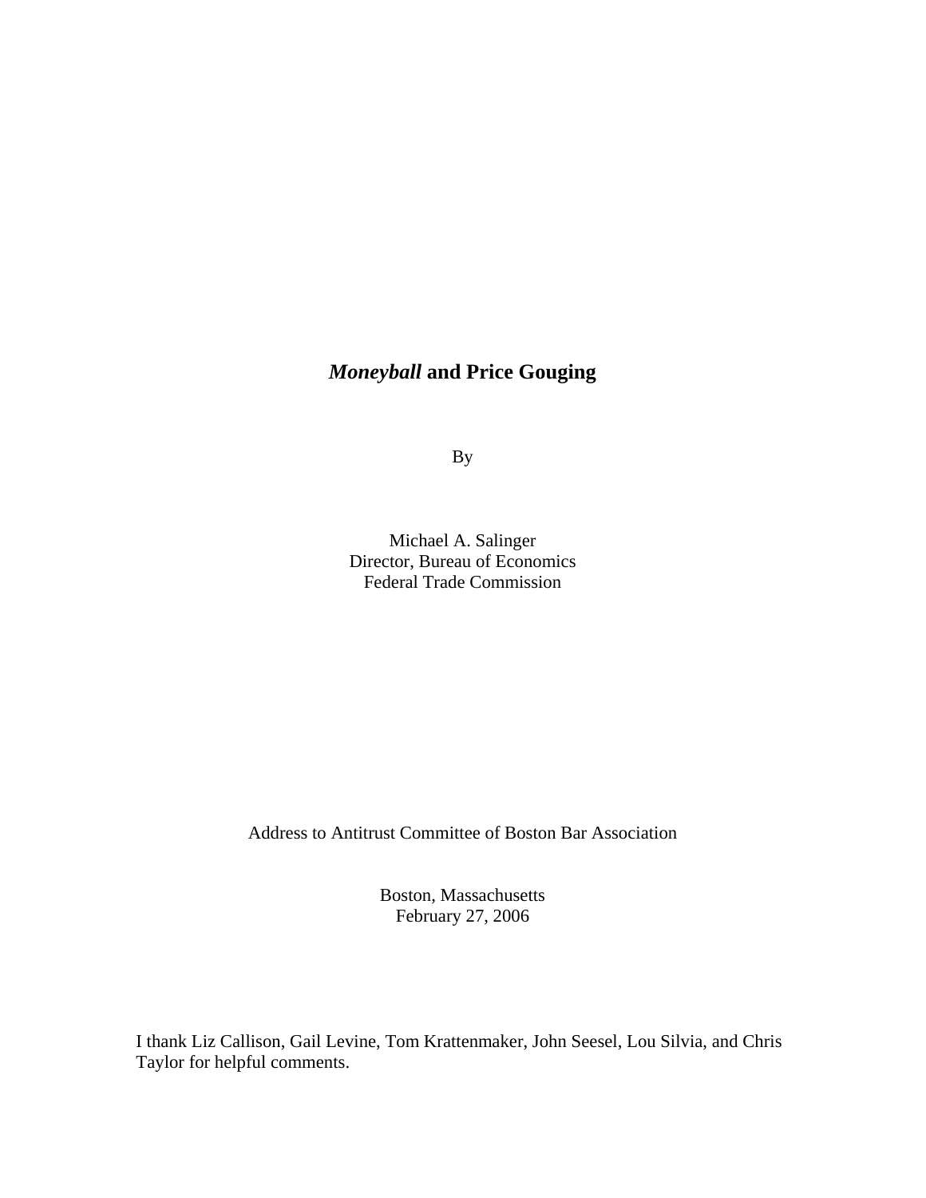# ***Moneyball* and Price Gouging**

By

Michael A. Salinger
Director, Bureau of Economics
Federal Trade Commission

Address to Antitrust Committee of Boston Bar Association

Boston, Massachusetts
February 27, 2006

I thank Liz Callison, Gail Levine, Tom Krattenmaker, John Seesel, Lou Silvia, and Chris Taylor for helpful comments.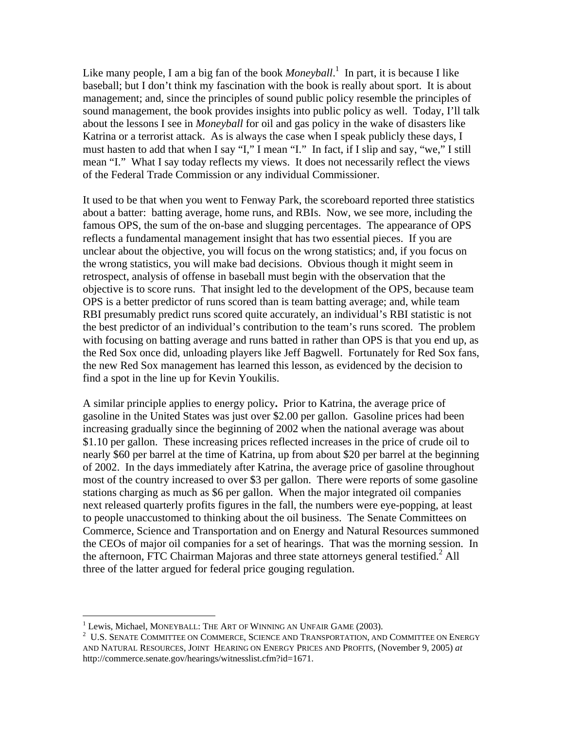Like many people, I am a big fan of the book *Moneyball*.[1] In part, it is because I like baseball; but I don't think my fascination with the book is really about sport. It is about management; and, since the principles of sound public policy resemble the principles of sound management, the book provides insights into public policy as well. Today, I'll talk about the lessons I see in *Moneyball* for oil and gas policy in the wake of disasters like Katrina or a terrorist attack. As is always the case when I speak publicly these days, I must hasten to add that when I say "I," I mean "I." In fact, if I slip and say, "we," I still mean "I." What I say today reflects my views. It does not necessarily reflect the views of the Federal Trade Commission or any individual Commissioner.

It used to be that when you went to Fenway Park, the scoreboard reported three statistics about a batter: batting average, home runs, and RBIs. Now, we see more, including the famous OPS, the sum of the on-base and slugging percentages. The appearance of OPS reflects a fundamental management insight that has two essential pieces. If you are unclear about the objective, you will focus on the wrong statistics; and, if you focus on the wrong statistics, you will make bad decisions. Obvious though it might seem in retrospect, analysis of offense in baseball must begin with the observation that the objective is to score runs. That insight led to the development of the OPS, because team OPS is a better predictor of runs scored than is team batting average; and, while team RBI presumably predict runs scored quite accurately, an individual's RBI statistic is not the best predictor of an individual's contribution to the team's runs scored. The problem with focusing on batting average and runs batted in rather than OPS is that you end up, as the Red Sox once did, unloading players like Jeff Bagwell. Fortunately for Red Sox fans, the new Red Sox management has learned this lesson, as evidenced by the decision to find a spot in the line up for Kevin Youkilis.

A similar principle applies to energy policy**.** Prior to Katrina, the average price of gasoline in the United States was just over $2.00 per gallon. Gasoline prices had been increasing gradually since the beginning of 2002 when the national average was about $1.10 per gallon. These increasing prices reflected increases in the price of crude oil to nearly $60 per barrel at the time of Katrina, up from about $20 per barrel at the beginning of 2002. In the days immediately after Katrina, the average price of gasoline throughout most of the country increased to over $3 per gallon. There were reports of some gasoline stations charging as much as $6 per gallon. When the major integrated oil companies next released quarterly profits figures in the fall, the numbers were eye-popping, at least to people unaccustomed to thinking about the oil business. The Senate Committees on Commerce, Science and Transportation and on Energy and Natural Resources summoned the CEOs of major oil companies for a set of hearings. That was the morning session. In the afternoon, FTC Chairman Majoras and three state attorneys general testified.[2] All three of the latter argued for federal price gouging regulation.

---

[1] Lewis, Michael, MONEYBALL: THE ART OF WINNING AN UNFAIR GAME (2003).

[2] U.S. SENATE COMMITTEE ON COMMERCE, SCIENCE AND TRANSPORTATION, AND COMMITTEE ON ENERGY AND NATURAL RESOURCES, JOINT HEARING ON ENERGY PRICES AND PROFITS, (November 9, 2005) *at* http://commerce.senate.gov/hearings/witnesslist.cfm?id=1671.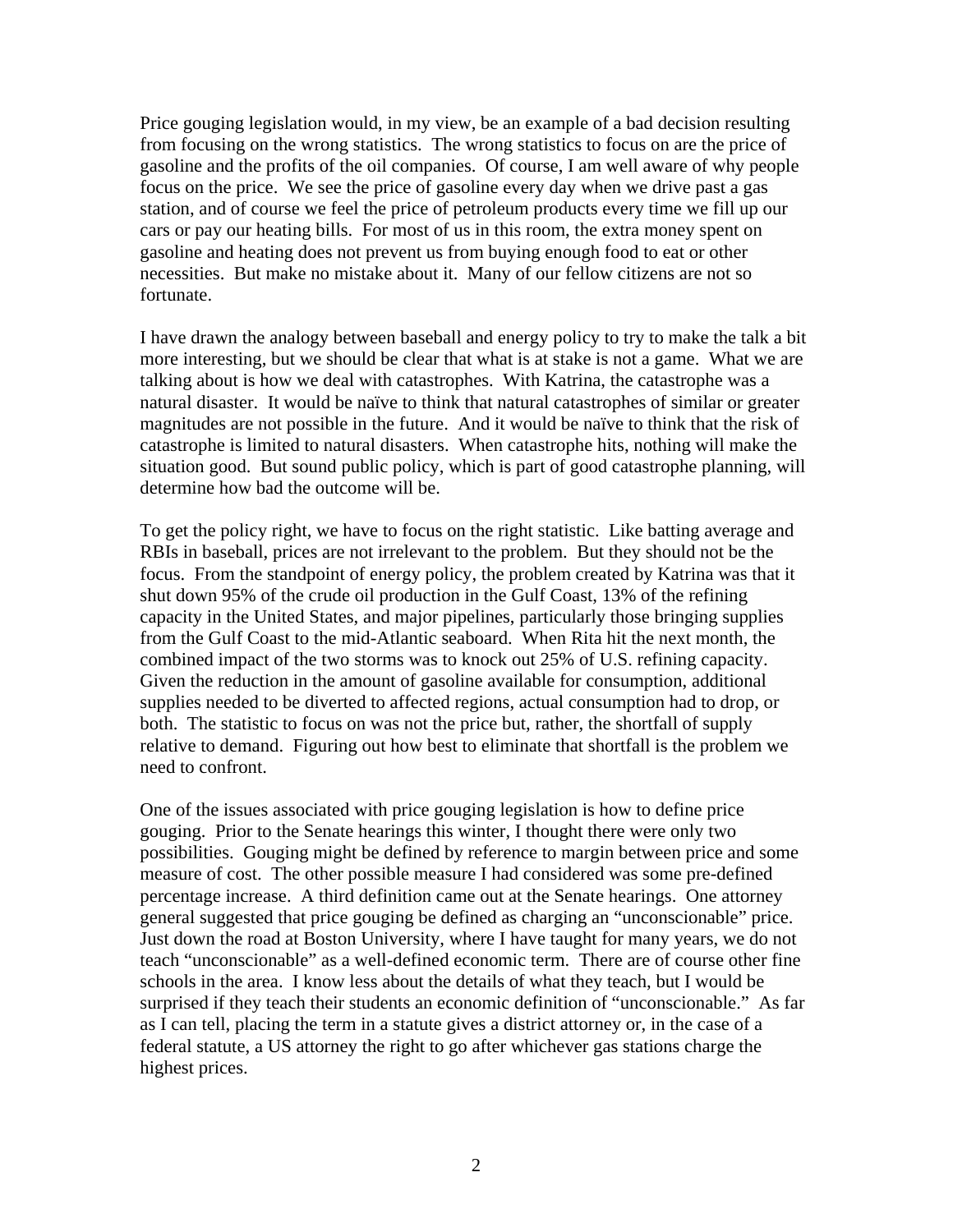Price gouging legislation would, in my view, be an example of a bad decision resulting from focusing on the wrong statistics. The wrong statistics to focus on are the price of gasoline and the profits of the oil companies. Of course, I am well aware of why people focus on the price. We see the price of gasoline every day when we drive past a gas station, and of course we feel the price of petroleum products every time we fill up our cars or pay our heating bills. For most of us in this room, the extra money spent on gasoline and heating does not prevent us from buying enough food to eat or other necessities. But make no mistake about it. Many of our fellow citizens are not so fortunate.

I have drawn the analogy between baseball and energy policy to try to make the talk a bit more interesting, but we should be clear that what is at stake is not a game. What we are talking about is how we deal with catastrophes. With Katrina, the catastrophe was a natural disaster. It would be naïve to think that natural catastrophes of similar or greater magnitudes are not possible in the future. And it would be naïve to think that the risk of catastrophe is limited to natural disasters. When catastrophe hits, nothing will make the situation good. But sound public policy, which is part of good catastrophe planning, will determine how bad the outcome will be.

To get the policy right, we have to focus on the right statistic. Like batting average and RBIs in baseball, prices are not irrelevant to the problem. But they should not be the focus. From the standpoint of energy policy, the problem created by Katrina was that it shut down 95% of the crude oil production in the Gulf Coast, 13% of the refining capacity in the United States, and major pipelines, particularly those bringing supplies from the Gulf Coast to the mid-Atlantic seaboard. When Rita hit the next month, the combined impact of the two storms was to knock out 25% of U.S. refining capacity. Given the reduction in the amount of gasoline available for consumption, additional supplies needed to be diverted to affected regions, actual consumption had to drop, or both. The statistic to focus on was not the price but, rather, the shortfall of supply relative to demand. Figuring out how best to eliminate that shortfall is the problem we need to confront.

One of the issues associated with price gouging legislation is how to define price gouging. Prior to the Senate hearings this winter, I thought there were only two possibilities. Gouging might be defined by reference to margin between price and some measure of cost. The other possible measure I had considered was some pre-defined percentage increase. A third definition came out at the Senate hearings. One attorney general suggested that price gouging be defined as charging an "unconscionable" price. Just down the road at Boston University, where I have taught for many years, we do not teach "unconscionable" as a well-defined economic term. There are of course other fine schools in the area. I know less about the details of what they teach, but I would be surprised if they teach their students an economic definition of "unconscionable." As far as I can tell, placing the term in a statute gives a district attorney or, in the case of a federal statute, a US attorney the right to go after whichever gas stations charge the highest prices.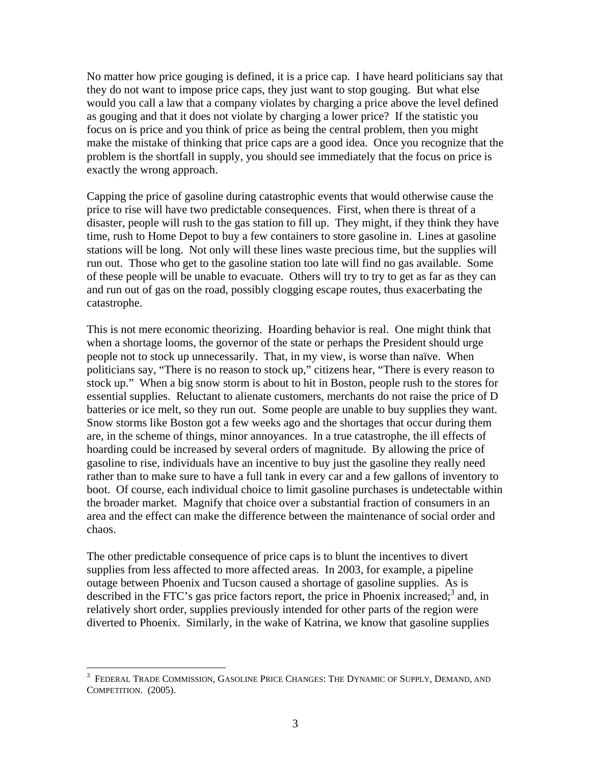No matter how price gouging is defined, it is a price cap. I have heard politicians say that they do not want to impose price caps, they just want to stop gouging. But what else would you call a law that a company violates by charging a price above the level defined as gouging and that it does not violate by charging a lower price? If the statistic you focus on is price and you think of price as being the central problem, then you might make the mistake of thinking that price caps are a good idea. Once you recognize that the problem is the shortfall in supply, you should see immediately that the focus on price is exactly the wrong approach.

Capping the price of gasoline during catastrophic events that would otherwise cause the price to rise will have two predictable consequences. First, when there is threat of a disaster, people will rush to the gas station to fill up. They might, if they think they have time, rush to Home Depot to buy a few containers to store gasoline in. Lines at gasoline stations will be long. Not only will these lines waste precious time, but the supplies will run out. Those who get to the gasoline station too late will find no gas available. Some of these people will be unable to evacuate. Others will try to try to get as far as they can and run out of gas on the road, possibly clogging escape routes, thus exacerbating the catastrophe.

This is not mere economic theorizing. Hoarding behavior is real. One might think that when a shortage looms, the governor of the state or perhaps the President should urge people not to stock up unnecessarily. That, in my view, is worse than naïve. When politicians say, "There is no reason to stock up," citizens hear, "There is every reason to stock up." When a big snow storm is about to hit in Boston, people rush to the stores for essential supplies. Reluctant to alienate customers, merchants do not raise the price of D batteries or ice melt, so they run out. Some people are unable to buy supplies they want. Snow storms like Boston got a few weeks ago and the shortages that occur during them are, in the scheme of things, minor annoyances. In a true catastrophe, the ill effects of hoarding could be increased by several orders of magnitude. By allowing the price of gasoline to rise, individuals have an incentive to buy just the gasoline they really need rather than to make sure to have a full tank in every car and a few gallons of inventory to boot. Of course, each individual choice to limit gasoline purchases is undetectable within the broader market. Magnify that choice over a substantial fraction of consumers in an area and the effect can make the difference between the maintenance of social order and chaos.

The other predictable consequence of price caps is to blunt the incentives to divert supplies from less affected to more affected areas. In 2003, for example, a pipeline outage between Phoenix and Tucson caused a shortage of gasoline supplies. As is described in the FTC's gas price factors report, the price in Phoenix increased;[3] and, in relatively short order, supplies previously intended for other parts of the region were diverted to Phoenix. Similarly, in the wake of Katrina, we know that gasoline supplies

[3] FEDERAL TRADE COMMISSION, GASOLINE PRICE CHANGES: THE DYNAMIC OF SUPPLY, DEMAND, AND COMPETITION. (2005).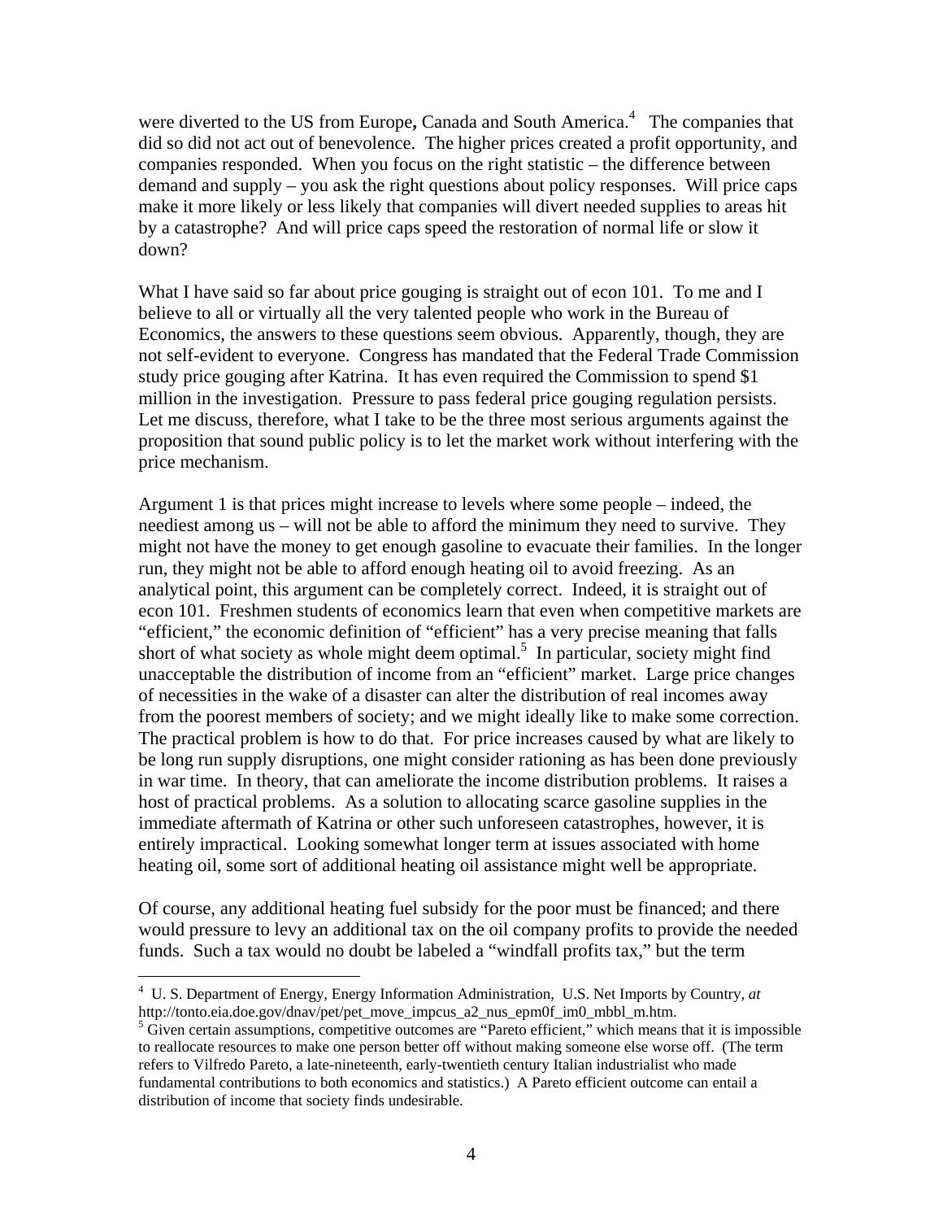were diverted to the US from Europe**,** Canada and South America.[4] The companies that did so did not act out of benevolence. The higher prices created a profit opportunity, and companies responded. When you focus on the right statistic – the difference between demand and supply – you ask the right questions about policy responses. Will price caps make it more likely or less likely that companies will divert needed supplies to areas hit by a catastrophe? And will price caps speed the restoration of normal life or slow it down?

What I have said so far about price gouging is straight out of econ 101. To me and I believe to all or virtually all the very talented people who work in the Bureau of Economics, the answers to these questions seem obvious. Apparently, though, they are not self-evident to everyone. Congress has mandated that the Federal Trade Commission study price gouging after Katrina. It has even required the Commission to spend $1 million in the investigation. Pressure to pass federal price gouging regulation persists. Let me discuss, therefore, what I take to be the three most serious arguments against the proposition that sound public policy is to let the market work without interfering with the price mechanism.

Argument 1 is that prices might increase to levels where some people – indeed, the neediest among us – will not be able to afford the minimum they need to survive. They might not have the money to get enough gasoline to evacuate their families. In the longer run, they might not be able to afford enough heating oil to avoid freezing. As an analytical point, this argument can be completely correct. Indeed, it is straight out of econ 101. Freshmen students of economics learn that even when competitive markets are "efficient," the economic definition of "efficient" has a very precise meaning that falls short of what society as whole might deem optimal.[5] In particular, society might find unacceptable the distribution of income from an "efficient" market. Large price changes of necessities in the wake of a disaster can alter the distribution of real incomes away from the poorest members of society; and we might ideally like to make some correction. The practical problem is how to do that. For price increases caused by what are likely to be long run supply disruptions, one might consider rationing as has been done previously in war time. In theory, that can ameliorate the income distribution problems. It raises a host of practical problems. As a solution to allocating scarce gasoline supplies in the immediate aftermath of Katrina or other such unforeseen catastrophes, however, it is entirely impractical. Looking somewhat longer term at issues associated with home heating oil, some sort of additional heating oil assistance might well be appropriate.

Of course, any additional heating fuel subsidy for the poor must be financed; and there would pressure to levy an additional tax on the oil company profits to provide the needed funds. Such a tax would no doubt be labeled a "windfall profits tax," but the term

---

[4] U. S. Department of Energy, Energy Information Administration, U.S. Net Imports by Country, *at* http://tonto.eia.doe.gov/dnav/pet/pet_move_impcus_a2_nus_epm0f_im0_mbbl_m.htm.

[5] Given certain assumptions, competitive outcomes are "Pareto efficient," which means that it is impossible to reallocate resources to make one person better off without making someone else worse off. (The term refers to Vilfredo Pareto, a late-nineteenth, early-twentieth century Italian industrialist who made fundamental contributions to both economics and statistics.) A Pareto efficient outcome can entail a distribution of income that society finds undesirable.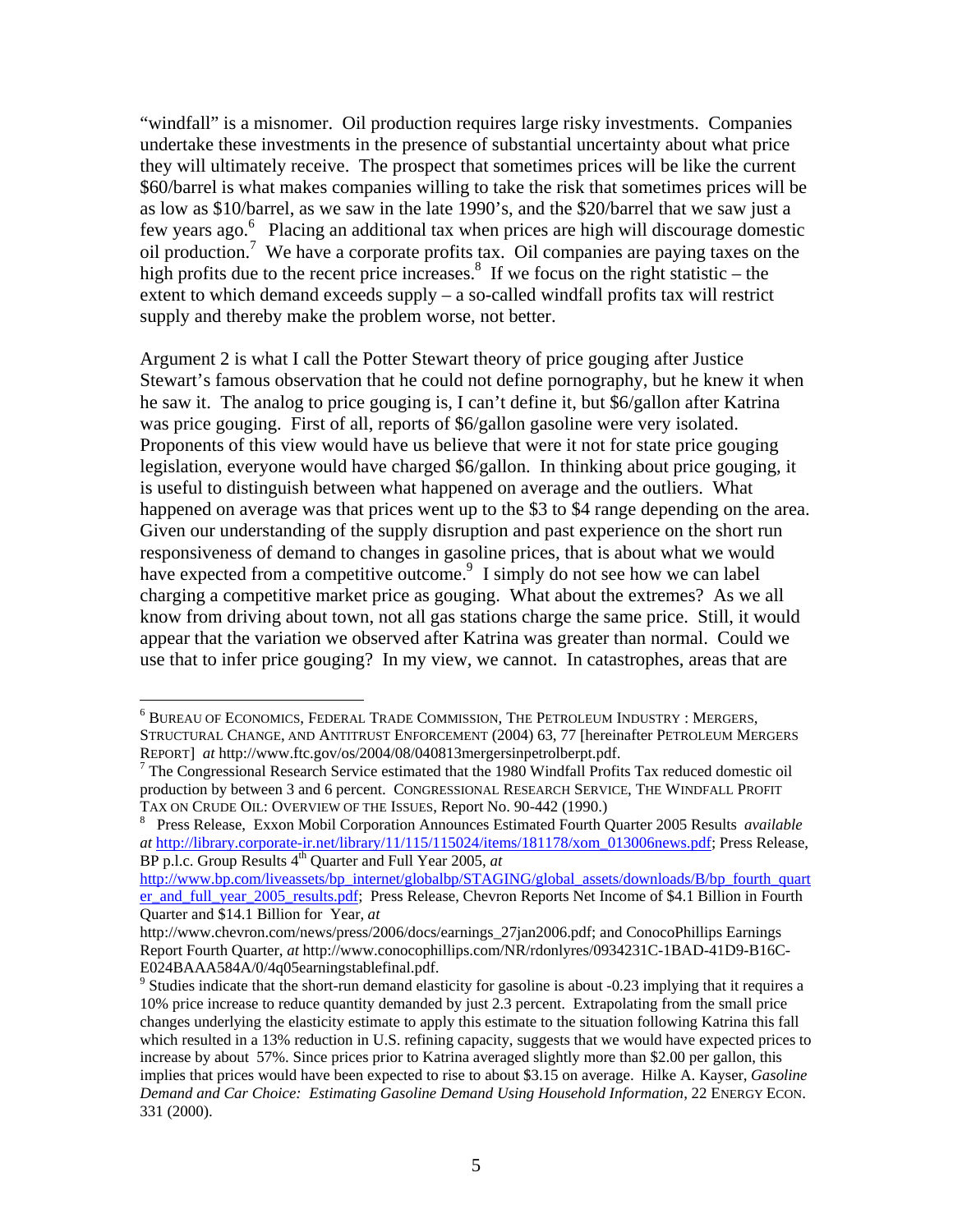"windfall" is a misnomer. Oil production requires large risky investments. Companies undertake these investments in the presence of substantial uncertainty about what price they will ultimately receive. The prospect that sometimes prices will be like the current $60/barrel is what makes companies willing to take the risk that sometimes prices will be as low as $10/barrel, as we saw in the late 1990's, and the $20/barrel that we saw just a few years ago.[6] Placing an additional tax when prices are high will discourage domestic oil production.[7] We have a corporate profits tax. Oil companies are paying taxes on the high profits due to the recent price increases.[8] If we focus on the right statistic – the extent to which demand exceeds supply – a so-called windfall profits tax will restrict supply and thereby make the problem worse, not better.

Argument 2 is what I call the Potter Stewart theory of price gouging after Justice Stewart's famous observation that he could not define pornography, but he knew it when he saw it. The analog to price gouging is, I can't define it, but $6/gallon after Katrina was price gouging. First of all, reports of $6/gallon gasoline were very isolated. Proponents of this view would have us believe that were it not for state price gouging legislation, everyone would have charged $6/gallon. In thinking about price gouging, it is useful to distinguish between what happened on average and the outliers. What happened on average was that prices went up to the $3 to $4 range depending on the area. Given our understanding of the supply disruption and past experience on the short run responsiveness of demand to changes in gasoline prices, that is about what we would have expected from a competitive outcome.[9] I simply do not see how we can label charging a competitive market price as gouging. What about the extremes? As we all know from driving about town, not all gas stations charge the same price. Still, it would appear that the variation we observed after Katrina was greater than normal. Could we use that to infer price gouging? In my view, we cannot. In catastrophes, areas that are

---

[6] BUREAU OF ECONOMICS, FEDERAL TRADE COMMISSION, THE PETROLEUM INDUSTRY : MERGERS, STRUCTURAL CHANGE, AND ANTITRUST ENFORCEMENT (2004) 63, 77 [hereinafter PETROLEUM MERGERS REPORT] *at* http://www.ftc.gov/os/2004/08/040813mergersinpetrolberpt.pdf.

[7] The Congressional Research Service estimated that the 1980 Windfall Profits Tax reduced domestic oil production by between 3 and 6 percent. CONGRESSIONAL RESEARCH SERVICE, THE WINDFALL PROFIT TAX ON CRUDE OIL: OVERVIEW OF THE ISSUES, Report No. 90-442 (1990.)

[8] Press Release, Exxon Mobil Corporation Announces Estimated Fourth Quarter 2005 Results *available at* http://library.corporate-ir.net/library/11/115/115024/items/181178/xom_013006news.pdf; Press Release, BP p.l.c. Group Results 4th Quarter and Full Year 2005, *at* http://www.bp.com/liveassets/bp_internet/globalbp/STAGING/global_assets/downloads/B/bp_fourth_quarter_and_full_year_2005_results.pdf; Press Release, Chevron Reports Net Income of $4.1 Billion in Fourth Quarter and $14.1 Billion for Year, *at* http://www.chevron.com/news/press/2006/docs/earnings_27jan2006.pdf; and ConocoPhillips Earnings Report Fourth Quarter, *at* http://www.conocophillips.com/NR/rdonlyres/0934231C-1BAD-41D9-B16C-E024BAAA584A/0/4q05earningstablefinal.pdf.

[9] Studies indicate that the short-run demand elasticity for gasoline is about -0.23 implying that it requires a 10% price increase to reduce quantity demanded by just 2.3 percent. Extrapolating from the small price changes underlying the elasticity estimate to apply this estimate to the situation following Katrina this fall which resulted in a 13% reduction in U.S. refining capacity, suggests that we would have expected prices to increase by about 57%. Since prices prior to Katrina averaged slightly more than $2.00 per gallon, this implies that prices would have been expected to rise to about $3.15 on average. Hilke A. Kayser, *Gasoline Demand and Car Choice: Estimating Gasoline Demand Using Household Information*, 22 ENERGY ECON. 331 (2000).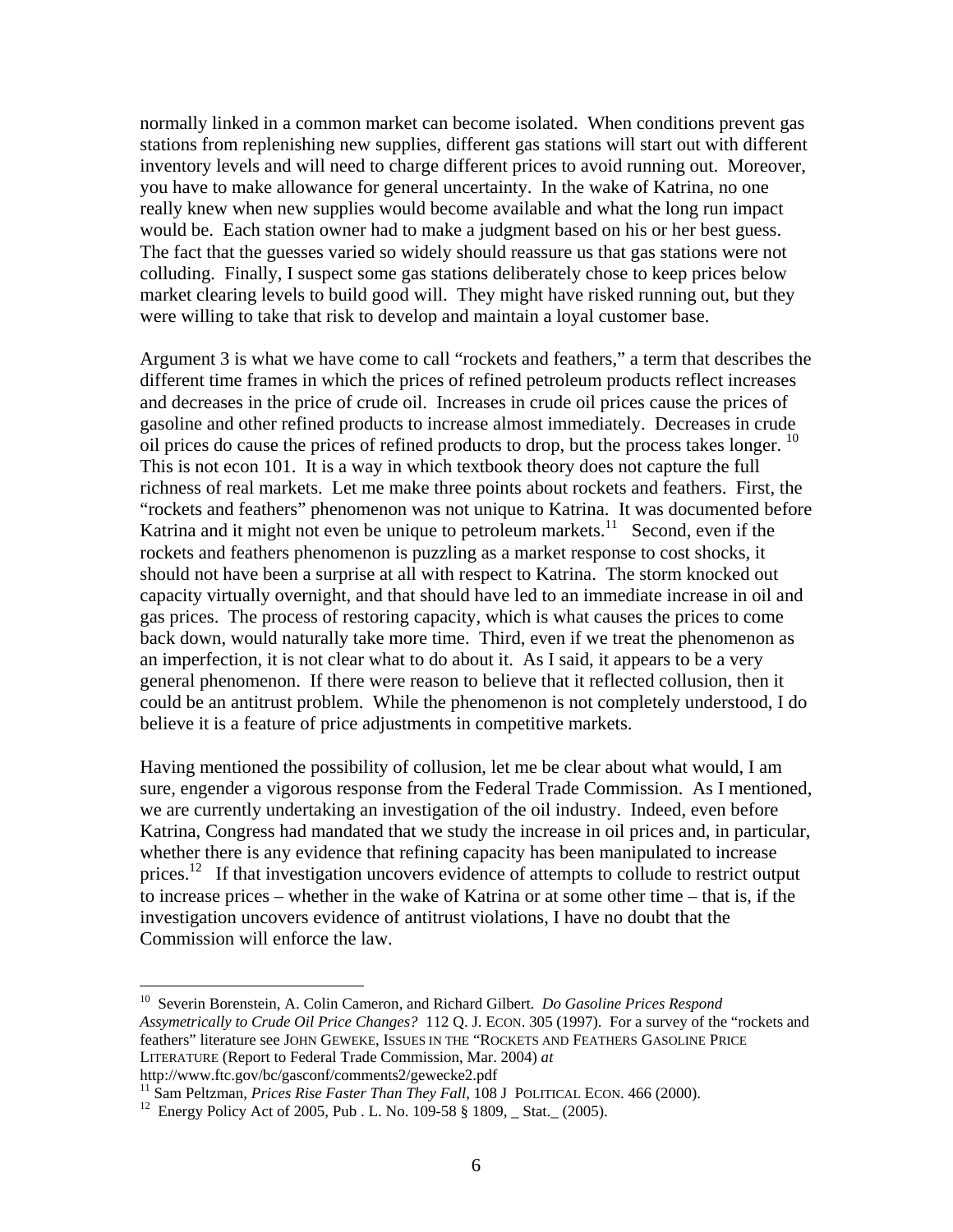normally linked in a common market can become isolated. When conditions prevent gas stations from replenishing new supplies, different gas stations will start out with different inventory levels and will need to charge different prices to avoid running out. Moreover, you have to make allowance for general uncertainty. In the wake of Katrina, no one really knew when new supplies would become available and what the long run impact would be. Each station owner had to make a judgment based on his or her best guess. The fact that the guesses varied so widely should reassure us that gas stations were not colluding. Finally, I suspect some gas stations deliberately chose to keep prices below market clearing levels to build good will. They might have risked running out, but they were willing to take that risk to develop and maintain a loyal customer base.

Argument 3 is what we have come to call "rockets and feathers," a term that describes the different time frames in which the prices of refined petroleum products reflect increases and decreases in the price of crude oil. Increases in crude oil prices cause the prices of gasoline and other refined products to increase almost immediately. Decreases in crude oil prices do cause the prices of refined products to drop, but the process takes longer. [10] This is not econ 101. It is a way in which textbook theory does not capture the full richness of real markets. Let me make three points about rockets and feathers. First, the "rockets and feathers" phenomenon was not unique to Katrina. It was documented before Katrina and it might not even be unique to petroleum markets.[11] Second, even if the rockets and feathers phenomenon is puzzling as a market response to cost shocks, it should not have been a surprise at all with respect to Katrina. The storm knocked out capacity virtually overnight, and that should have led to an immediate increase in oil and gas prices. The process of restoring capacity, which is what causes the prices to come back down, would naturally take more time. Third, even if we treat the phenomenon as an imperfection, it is not clear what to do about it. As I said, it appears to be a very general phenomenon. If there were reason to believe that it reflected collusion, then it could be an antitrust problem. While the phenomenon is not completely understood, I do believe it is a feature of price adjustments in competitive markets.

Having mentioned the possibility of collusion, let me be clear about what would, I am sure, engender a vigorous response from the Federal Trade Commission. As I mentioned, we are currently undertaking an investigation of the oil industry. Indeed, even before Katrina, Congress had mandated that we study the increase in oil prices and, in particular, whether there is any evidence that refining capacity has been manipulated to increase prices.[12] If that investigation uncovers evidence of attempts to collude to restrict output to increase prices – whether in the wake of Katrina or at some other time – that is, if the investigation uncovers evidence of antitrust violations, I have no doubt that the Commission will enforce the law.

---

[10] Severin Borenstein, A. Colin Cameron, and Richard Gilbert. *Do Gasoline Prices Respond Assymetrically to Crude Oil Price Changes?* 112 Q. J. ECON. 305 (1997). For a survey of the "rockets and feathers" literature see JOHN GEWEKE, ISSUES IN THE "ROCKETS AND FEATHERS GASOLINE PRICE LITERATURE (Report to Federal Trade Commission, Mar. 2004) *at* http://www.ftc.gov/bc/gasconf/comments2/gewecke2.pdf

[11] Sam Peltzman, *Prices Rise Faster Than They Fall*, 108 J POLITICAL ECON. 466 (2000).

[12] Energy Policy Act of 2005, Pub . L. No. 109-58 § 1809, _ Stat._ (2005).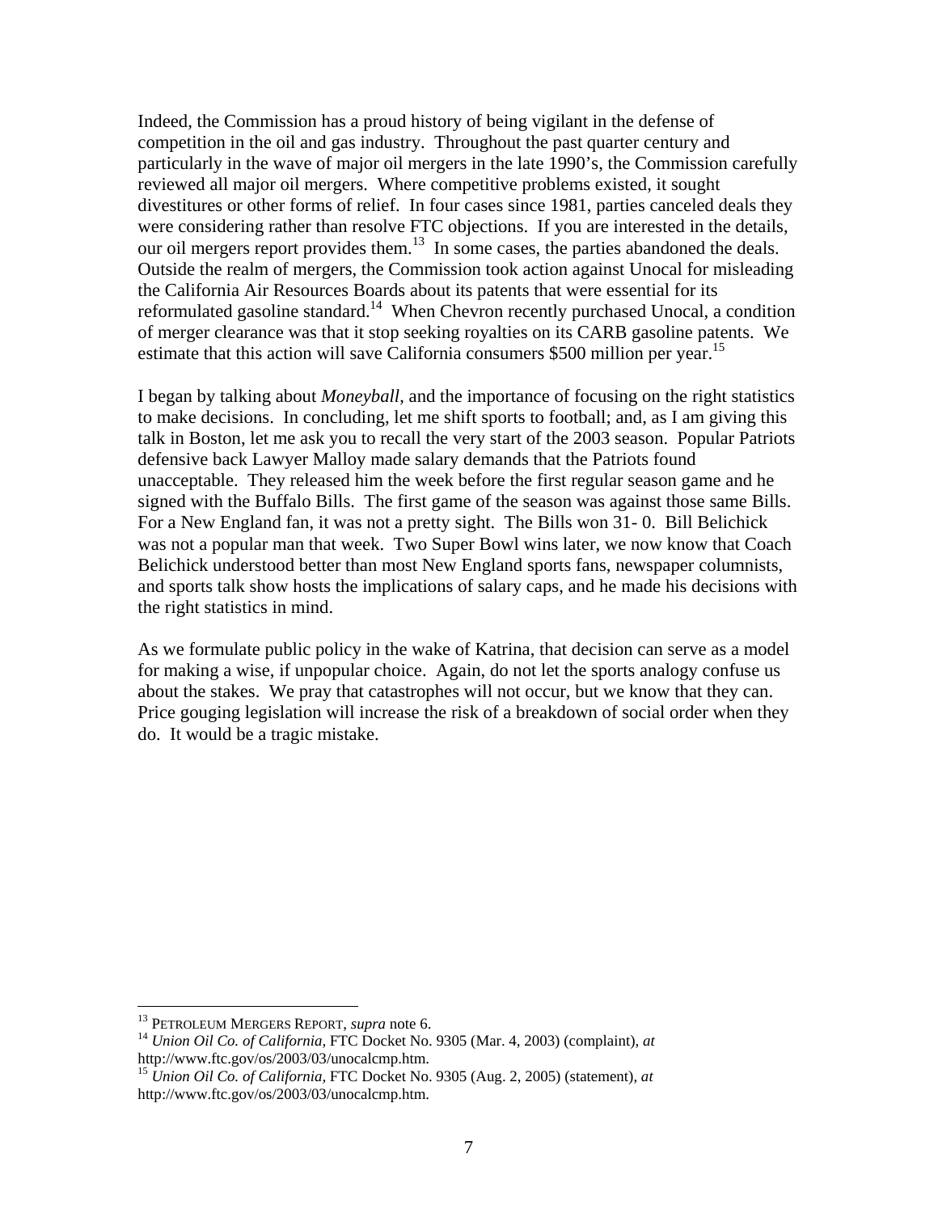Indeed, the Commission has a proud history of being vigilant in the defense of competition in the oil and gas industry. Throughout the past quarter century and particularly in the wave of major oil mergers in the late 1990's, the Commission carefully reviewed all major oil mergers. Where competitive problems existed, it sought divestitures or other forms of relief. In four cases since 1981, parties canceled deals they were considering rather than resolve FTC objections. If you are interested in the details, our oil mergers report provides them.[13] In some cases, the parties abandoned the deals. Outside the realm of mergers, the Commission took action against Unocal for misleading the California Air Resources Boards about its patents that were essential for its reformulated gasoline standard.[14] When Chevron recently purchased Unocal, a condition of merger clearance was that it stop seeking royalties on its CARB gasoline patents. We estimate that this action will save California consumers \$500 million per year.[15]

I began by talking about *Moneyball*, and the importance of focusing on the right statistics to make decisions. In concluding, let me shift sports to football; and, as I am giving this talk in Boston, let me ask you to recall the very start of the 2003 season. Popular Patriots defensive back Lawyer Malloy made salary demands that the Patriots found unacceptable. They released him the week before the first regular season game and he signed with the Buffalo Bills. The first game of the season was against those same Bills. For a New England fan, it was not a pretty sight. The Bills won 31- 0. Bill Belichick was not a popular man that week. Two Super Bowl wins later, we now know that Coach Belichick understood better than most New England sports fans, newspaper columnists, and sports talk show hosts the implications of salary caps, and he made his decisions with the right statistics in mind.

As we formulate public policy in the wake of Katrina, that decision can serve as a model for making a wise, if unpopular choice. Again, do not let the sports analogy confuse us about the stakes. We pray that catastrophes will not occur, but we know that they can. Price gouging legislation will increase the risk of a breakdown of social order when they do. It would be a tragic mistake.

---

[13] PETROLEUM MERGERS REPORT, *supra* note 6.

[14] *Union Oil Co. of California,* FTC Docket No. 9305 (Mar. 4, 2003) (complaint), *at* http://www.ftc.gov/os/2003/03/unocalcmp.htm.

[15] *Union Oil Co. of California,* FTC Docket No. 9305 (Aug. 2, 2005) (statement), *at* http://www.ftc.gov/os/2003/03/unocalcmp.htm.